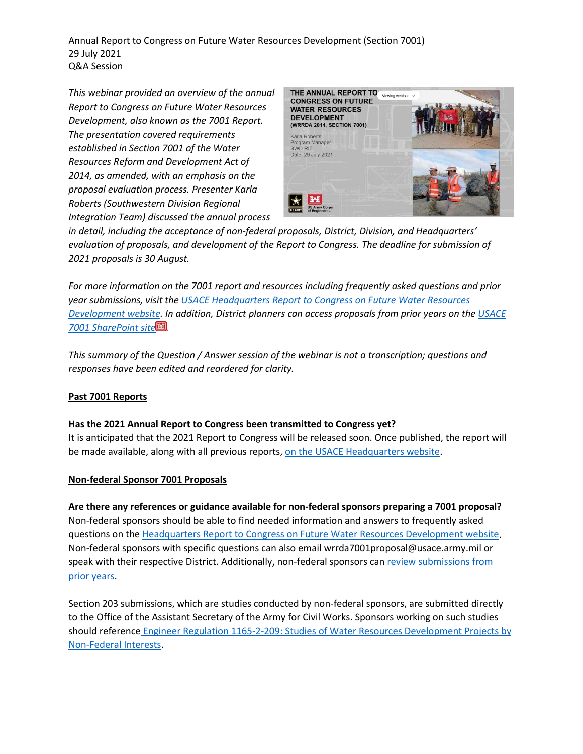Annual Report to Congress on Future Water Resources Development (Section 7001)
29 July 2021
Q&A Session

*This webinar provided an overview of the annual Report to Congress on Future Water Resources Development, also known as the 7001 Report. The presentation covered requirements established in Section 7001 of the Water Resources Reform and Development Act of 2014, as amended, with an emphasis on the proposal evaluation process. Presenter Karla Roberts (Southwestern Division Regional Integration Team) discussed the annual process in detail, including the acceptance of non-federal proposals, District, Division, and Headquarters' evaluation of proposals, and development of the Report to Congress. The deadline for submission of 2021 proposals is 30 August.*

*For more information on the 7001 report and resources including frequently asked questions and prior year submissions, visit the USACE Headquarters Report to Congress on Future Water Resources Development website. In addition, District planners can access proposals from prior years on the USACE 7001 SharePoint site.*

*This summary of the Question / Answer session of the webinar is not a transcription; questions and responses have been edited and reordered for clarity.*

## Past 7001 Reports

**Has the 2021 Annual Report to Congress been transmitted to Congress yet?**
It is anticipated that the 2021 Report to Congress will be released soon. Once published, the report will be made available, along with all previous reports, on the USACE Headquarters website.

## Non-federal Sponsor 7001 Proposals

**Are there any references or guidance available for non-federal sponsors preparing a 7001 proposal?**
Non-federal sponsors should be able to find needed information and answers to frequently asked questions on the Headquarters Report to Congress on Future Water Resources Development website. Non-federal sponsors with specific questions can also email wrrda7001proposal@usace.army.mil or speak with their respective District. Additionally, non-federal sponsors can review submissions from prior years.

Section 203 submissions, which are studies conducted by non-federal sponsors, are submitted directly to the Office of the Assistant Secretary of the Army for Civil Works. Sponsors working on such studies should reference Engineer Regulation 1165-2-209: Studies of Water Resources Development Projects by Non-Federal Interests.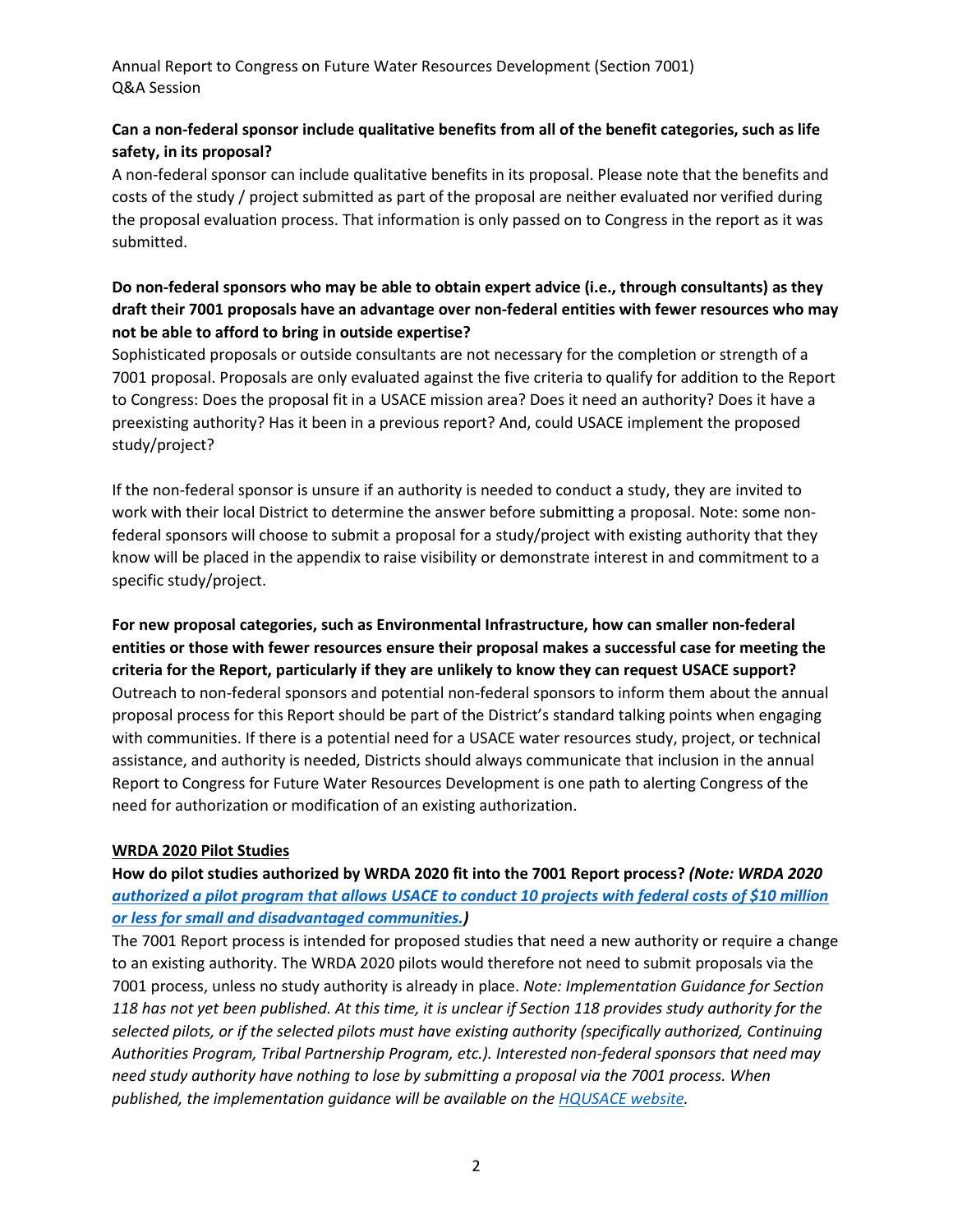**Can a non-federal sponsor include qualitative benefits from all of the benefit categories, such as life safety, in its proposal?**

A non-federal sponsor can include qualitative benefits in its proposal. Please note that the benefits and costs of the study / project submitted as part of the proposal are neither evaluated nor verified during the proposal evaluation process. That information is only passed on to Congress in the report as it was submitted.

**Do non-federal sponsors who may be able to obtain expert advice (i.e., through consultants) as they draft their 7001 proposals have an advantage over non-federal entities with fewer resources who may not be able to afford to bring in outside expertise?**

Sophisticated proposals or outside consultants are not necessary for the completion or strength of a 7001 proposal. Proposals are only evaluated against the five criteria to qualify for addition to the Report to Congress: Does the proposal fit in a USACE mission area? Does it need an authority? Does it have a preexisting authority? Has it been in a previous report? And, could USACE implement the proposed study/project?

If the non-federal sponsor is unsure if an authority is needed to conduct a study, they are invited to work with their local District to determine the answer before submitting a proposal. Note: some non-federal sponsors will choose to submit a proposal for a study/project with existing authority that they know will be placed in the appendix to raise visibility or demonstrate interest in and commitment to a specific study/project.

**For new proposal categories, such as Environmental Infrastructure, how can smaller non-federal entities or those with fewer resources ensure their proposal makes a successful case for meeting the criteria for the Report, particularly if they are unlikely to know they can request USACE support?**

Outreach to non-federal sponsors and potential non-federal sponsors to inform them about the annual proposal process for this Report should be part of the District's standard talking points when engaging with communities. If there is a potential need for a USACE water resources study, project, or technical assistance, and authority is needed, Districts should always communicate that inclusion in the annual Report to Congress for Future Water Resources Development is one path to alerting Congress of the need for authorization or modification of an existing authorization.

**WRDA 2020 Pilot Studies**

**How do pilot studies authorized by WRDA 2020 fit into the 7001 Report process?** ***(Note: WRDA 2020 authorized a pilot program that allows USACE to conduct 10 projects with federal costs of $10 million or less for small and disadvantaged communities.)***

The 7001 Report process is intended for proposed studies that need a new authority or require a change to an existing authority. The WRDA 2020 pilots would therefore not need to submit proposals via the 7001 process, unless no study authority is already in place. *Note: Implementation Guidance for Section 118 has not yet been published. At this time, it is unclear if Section 118 provides study authority for the selected pilots, or if the selected pilots must have existing authority (specifically authorized, Continuing Authorities Program, Tribal Partnership Program, etc.). Interested non-federal sponsors that need may need study authority have nothing to lose by submitting a proposal via the 7001 process. When published, the implementation guidance will be available on the HQUSACE website.*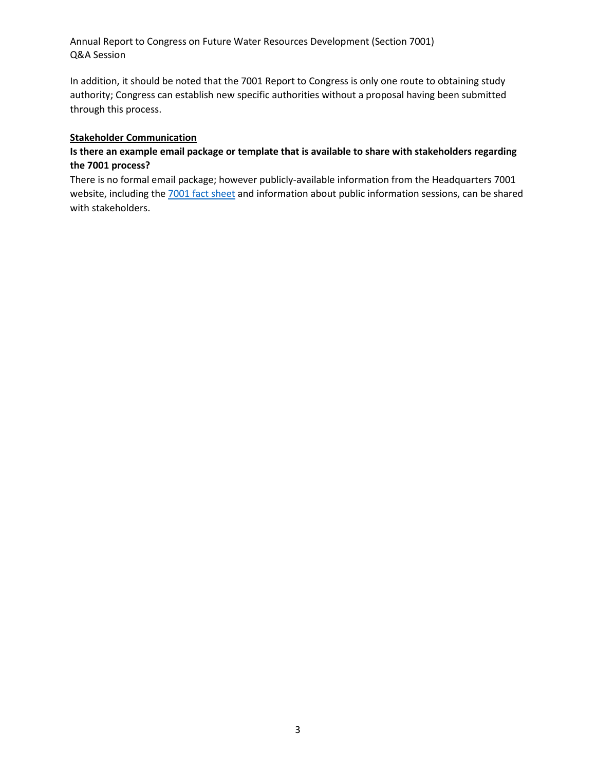In addition, it should be noted that the 7001 Report to Congress is only one route to obtaining study authority; Congress can establish new specific authorities without a proposal having been submitted through this process.

## Stakeholder Communication

**Is there an example email package or template that is available to share with stakeholders regarding the 7001 process?**

There is no formal email package; however publicly-available information from the Headquarters 7001 website, including the 7001 fact sheet and information about public information sessions, can be shared with stakeholders.